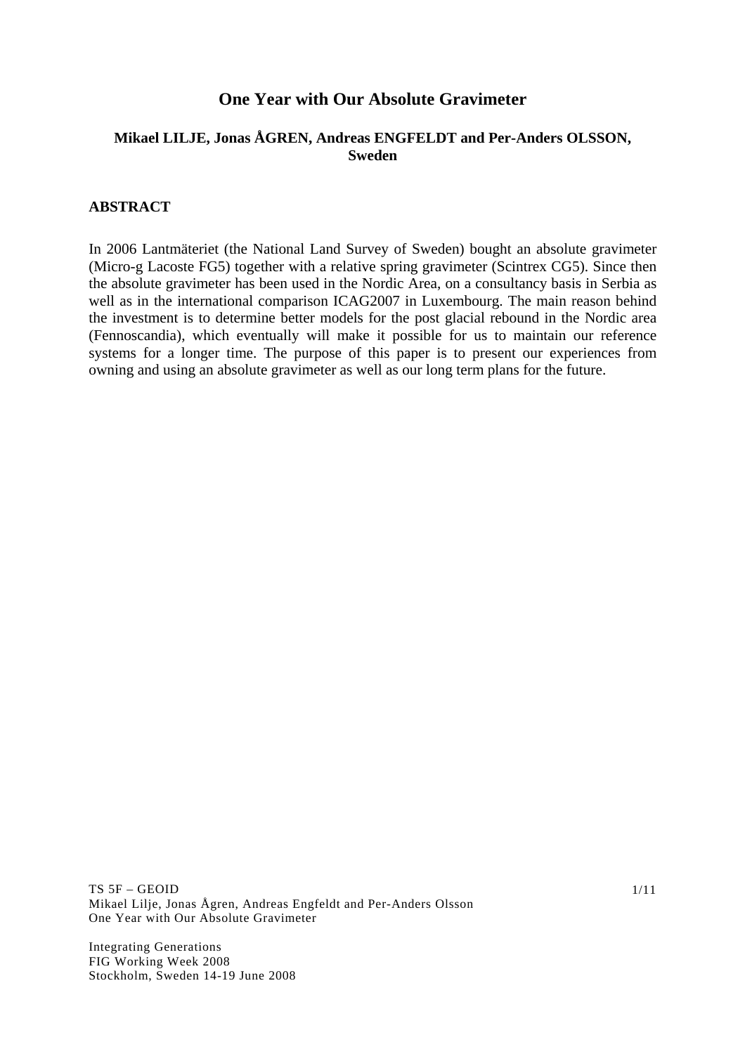# One Year with Our Absolute Gravimeter

**Mikael LILJE, Jonas ÅGREN, Andreas ENGFELDT and Per-Anders OLSSON, Sweden**

## ABSTRACT

In 2006 Lantmäteriet (the National Land Survey of Sweden) bought an absolute gravimeter (Micro-g Lacoste FG5) together with a relative spring gravimeter (Scintrex CG5). Since then the absolute gravimeter has been used in the Nordic Area, on a consultancy basis in Serbia as well as in the international comparison ICAG2007 in Luxembourg. The main reason behind the investment is to determine better models for the post glacial rebound in the Nordic area (Fennoscandia), which eventually will make it possible for us to maintain our reference systems for a longer time. The purpose of this paper is to present our experiences from owning and using an absolute gravimeter as well as our long term plans for the future.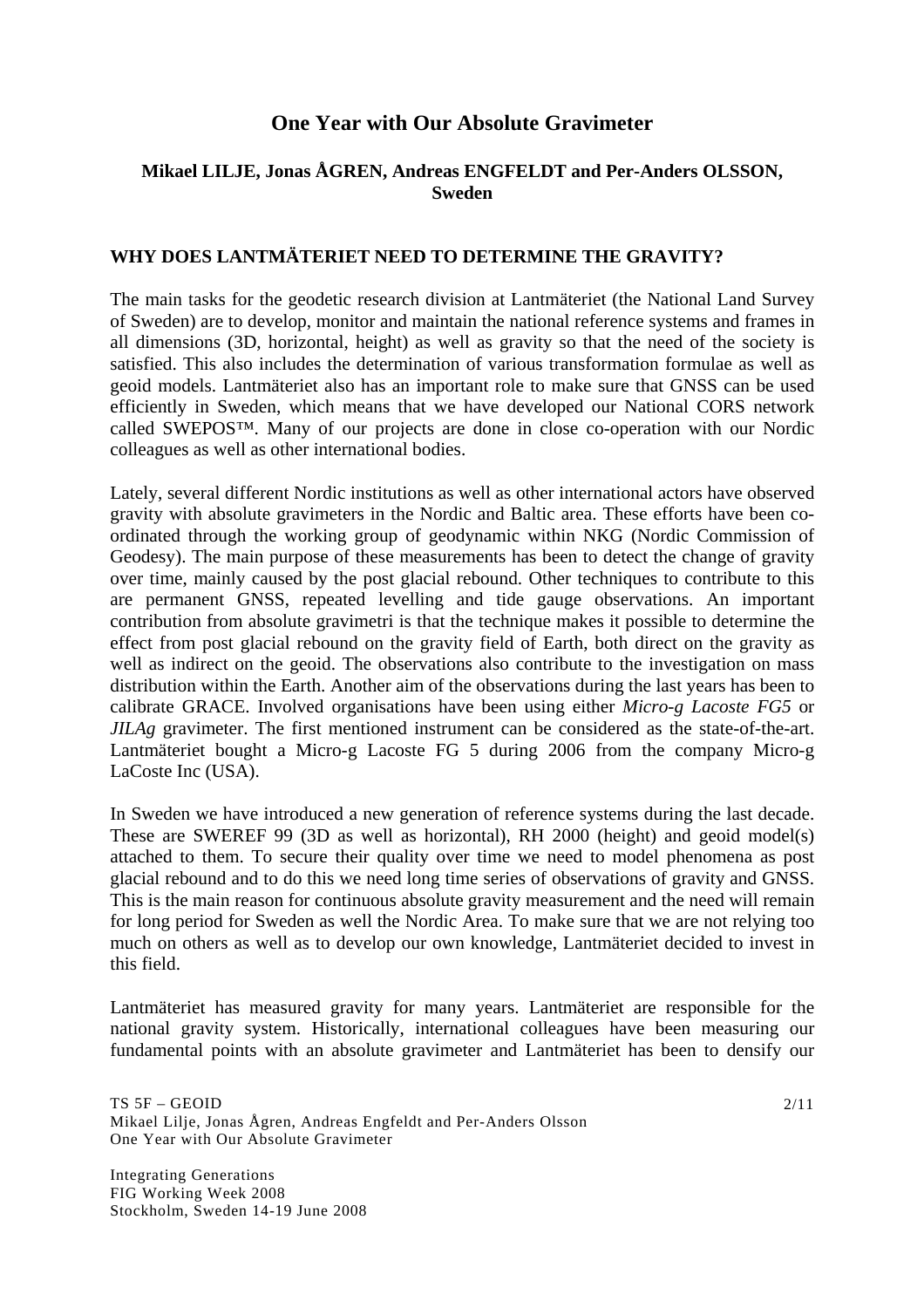# One Year with Our Absolute Gravimeter

**Mikael LILJE, Jonas ÅGREN, Andreas ENGFELDT and Per-Anders OLSSON, Sweden**

## WHY DOES LANTMÄTERIET NEED TO DETERMINE THE GRAVITY?

The main tasks for the geodetic research division at Lantmäteriet (the National Land Survey of Sweden) are to develop, monitor and maintain the national reference systems and frames in all dimensions (3D, horizontal, height) as well as gravity so that the need of the society is satisfied. This also includes the determination of various transformation formulae as well as geoid models. Lantmäteriet also has an important role to make sure that GNSS can be used efficiently in Sweden, which means that we have developed our National CORS network called SWEPOS™. Many of our projects are done in close co-operation with our Nordic colleagues as well as other international bodies.

Lately, several different Nordic institutions as well as other international actors have observed gravity with absolute gravimeters in the Nordic and Baltic area. These efforts have been co-ordinated through the working group of geodynamic within NKG (Nordic Commission of Geodesy). The main purpose of these measurements has been to detect the change of gravity over time, mainly caused by the post glacial rebound. Other techniques to contribute to this are permanent GNSS, repeated levelling and tide gauge observations. An important contribution from absolute gravimetri is that the technique makes it possible to determine the effect from post glacial rebound on the gravity field of Earth, both direct on the gravity as well as indirect on the geoid. The observations also contribute to the investigation on mass distribution within the Earth. Another aim of the observations during the last years has been to calibrate GRACE. Involved organisations have been using either *Micro-g Lacoste FG5* or *JILAg* gravimeter. The first mentioned instrument can be considered as the state-of-the-art. Lantmäteriet bought a Micro-g Lacoste FG 5 during 2006 from the company Micro-g LaCoste Inc (USA).

In Sweden we have introduced a new generation of reference systems during the last decade. These are SWEREF 99 (3D as well as horizontal), RH 2000 (height) and geoid model(s) attached to them. To secure their quality over time we need to model phenomena as post glacial rebound and to do this we need long time series of observations of gravity and GNSS. This is the main reason for continuous absolute gravity measurement and the need will remain for long period for Sweden as well the Nordic Area. To make sure that we are not relying too much on others as well as to develop our own knowledge, Lantmäteriet decided to invest in this field.

Lantmäteriet has measured gravity for many years. Lantmäteriet are responsible for the national gravity system. Historically, international colleagues have been measuring our fundamental points with an absolute gravimeter and Lantmäteriet has been to densify our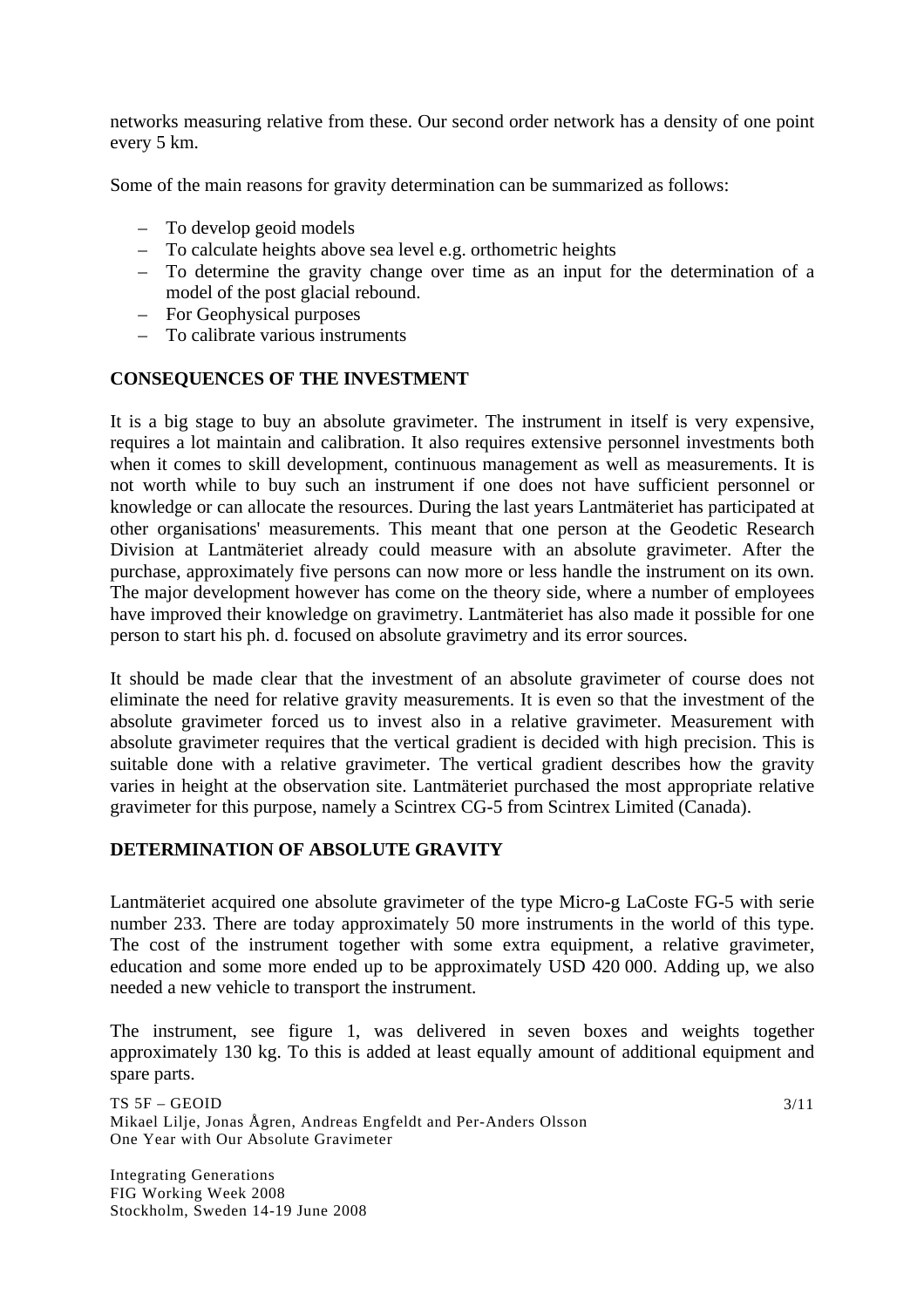networks measuring relative from these. Our second order network has a density of one point every 5 km.

Some of the main reasons for gravity determination can be summarized as follows:

- To develop geoid models
- To calculate heights above sea level e.g. orthometric heights
- To determine the gravity change over time as an input for the determination of a model of the post glacial rebound.
- For Geophysical purposes
- To calibrate various instruments

## CONSEQUENCES OF THE INVESTMENT

It is a big stage to buy an absolute gravimeter. The instrument in itself is very expensive, requires a lot maintain and calibration. It also requires extensive personnel investments both when it comes to skill development, continuous management as well as measurements. It is not worth while to buy such an instrument if one does not have sufficient personnel or knowledge or can allocate the resources. During the last years Lantmäteriet has participated at other organisations' measurements. This meant that one person at the Geodetic Research Division at Lantmäteriet already could measure with an absolute gravimeter. After the purchase, approximately five persons can now more or less handle the instrument on its own. The major development however has come on the theory side, where a number of employees have improved their knowledge on gravimetry. Lantmäteriet has also made it possible for one person to start his ph. d. focused on absolute gravimetry and its error sources.

It should be made clear that the investment of an absolute gravimeter of course does not eliminate the need for relative gravity measurements. It is even so that the investment of the absolute gravimeter forced us to invest also in a relative gravimeter. Measurement with absolute gravimeter requires that the vertical gradient is decided with high precision. This is suitable done with a relative gravimeter. The vertical gradient describes how the gravity varies in height at the observation site. Lantmäteriet purchased the most appropriate relative gravimeter for this purpose, namely a Scintrex CG-5 from Scintrex Limited (Canada).

## DETERMINATION OF ABSOLUTE GRAVITY

Lantmäteriet acquired one absolute gravimeter of the type Micro-g LaCoste FG-5 with serie number 233. There are today approximately 50 more instruments in the world of this type. The cost of the instrument together with some extra equipment, a relative gravimeter, education and some more ended up to be approximately USD 420 000. Adding up, we also needed a new vehicle to transport the instrument.

The instrument, see figure 1, was delivered in seven boxes and weights together approximately 130 kg. To this is added at least equally amount of additional equipment and spare parts.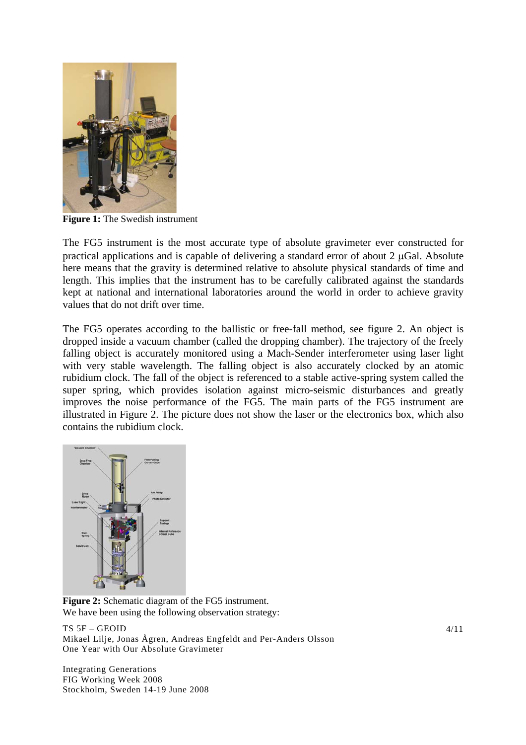**Figure 1:** The Swedish instrument

The FG5 instrument is the most accurate type of absolute gravimeter ever constructed for practical applications and is capable of delivering a standard error of about 2 μGal. Absolute here means that the gravity is determined relative to absolute physical standards of time and length. This implies that the instrument has to be carefully calibrated against the standards kept at national and international laboratories around the world in order to achieve gravity values that do not drift over time.

The FG5 operates according to the ballistic or free-fall method, see figure 2. An object is dropped inside a vacuum chamber (called the dropping chamber). The trajectory of the freely falling object is accurately monitored using a Mach-Sender interferometer using laser light with very stable wavelength. The falling object is also accurately clocked by an atomic rubidium clock. The fall of the object is referenced to a stable active-spring system called the super spring, which provides isolation against micro-seismic disturbances and greatly improves the noise performance of the FG5. The main parts of the FG5 instrument are illustrated in Figure 2. The picture does not show the laser or the electronics box, which also contains the rubidium clock.

**Figure 2:** Schematic diagram of the FG5 instrument.

We have been using the following observation strategy: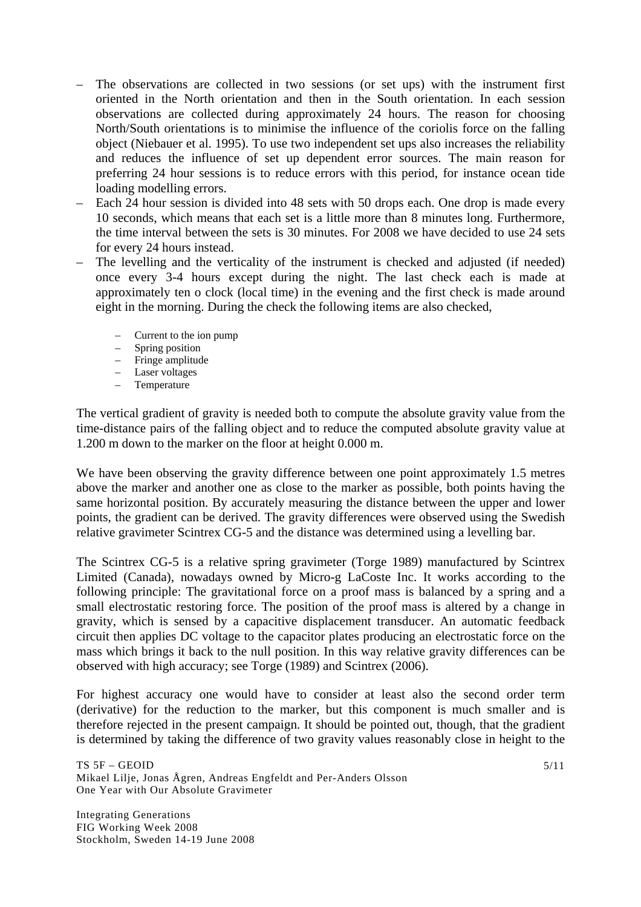- The observations are collected in two sessions (or set ups) with the instrument first oriented in the North orientation and then in the South orientation. In each session observations are collected during approximately 24 hours. The reason for choosing North/South orientations is to minimise the influence of the coriolis force on the falling object (Niebauer et al. 1995). To use two independent set ups also increases the reliability and reduces the influence of set up dependent error sources. The main reason for preferring 24 hour sessions is to reduce errors with this period, for instance ocean tide loading modelling errors.
- Each 24 hour session is divided into 48 sets with 50 drops each. One drop is made every 10 seconds, which means that each set is a little more than 8 minutes long. Furthermore, the time interval between the sets is 30 minutes. For 2008 we have decided to use 24 sets for every 24 hours instead.
- The levelling and the verticality of the instrument is checked and adjusted (if needed) once every 3-4 hours except during the night. The last check each is made at approximately ten o clock (local time) in the evening and the first check is made around eight in the morning. During the check the following items are also checked,
    - Current to the ion pump
    - Spring position
    - Fringe amplitude
    - Laser voltages
    - Temperature

The vertical gradient of gravity is needed both to compute the absolute gravity value from the time-distance pairs of the falling object and to reduce the computed absolute gravity value at 1.200 m down to the marker on the floor at height 0.000 m.

We have been observing the gravity difference between one point approximately 1.5 metres above the marker and another one as close to the marker as possible, both points having the same horizontal position. By accurately measuring the distance between the upper and lower points, the gradient can be derived. The gravity differences were observed using the Swedish relative gravimeter Scintrex CG-5 and the distance was determined using a levelling bar.

The Scintrex CG-5 is a relative spring gravimeter (Torge 1989) manufactured by Scintrex Limited (Canada), nowadays owned by Micro-g LaCoste Inc. It works according to the following principle: The gravitational force on a proof mass is balanced by a spring and a small electrostatic restoring force. The position of the proof mass is altered by a change in gravity, which is sensed by a capacitive displacement transducer. An automatic feedback circuit then applies DC voltage to the capacitor plates producing an electrostatic force on the mass which brings it back to the null position. In this way relative gravity differences can be observed with high accuracy; see Torge (1989) and Scintrex (2006).

For highest accuracy one would have to consider at least also the second order term (derivative) for the reduction to the marker, but this component is much smaller and is therefore rejected in the present campaign. It should be pointed out, though, that the gradient is determined by taking the difference of two gravity values reasonably close in height to the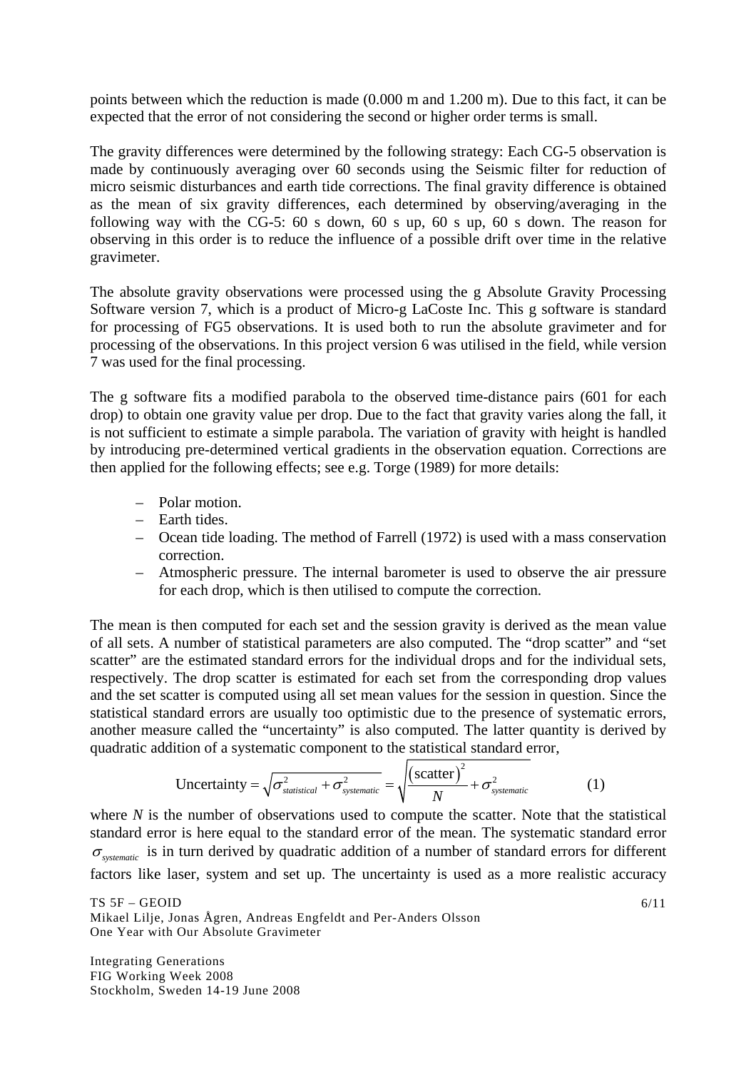points between which the reduction is made (0.000 m and 1.200 m). Due to this fact, it can be expected that the error of not considering the second or higher order terms is small.

The gravity differences were determined by the following strategy: Each CG-5 observation is made by continuously averaging over 60 seconds using the Seismic filter for reduction of micro seismic disturbances and earth tide corrections. The final gravity difference is obtained as the mean of six gravity differences, each determined by observing/averaging in the following way with the CG-5: 60 s down, 60 s up, 60 s up, 60 s down. The reason for observing in this order is to reduce the influence of a possible drift over time in the relative gravimeter.

The absolute gravity observations were processed using the g Absolute Gravity Processing Software version 7, which is a product of Micro-g LaCoste Inc. This g software is standard for processing of FG5 observations. It is used both to run the absolute gravimeter and for processing of the observations. In this project version 6 was utilised in the field, while version 7 was used for the final processing.

The g software fits a modified parabola to the observed time-distance pairs (601 for each drop) to obtain one gravity value per drop. Due to the fact that gravity varies along the fall, it is not sufficient to estimate a simple parabola. The variation of gravity with height is handled by introducing pre-determined vertical gradients in the observation equation. Corrections are then applied for the following effects; see e.g. Torge (1989) for more details:

- Polar motion.
- Earth tides.
- Ocean tide loading. The method of Farrell (1972) is used with a mass conservation correction.
- Atmospheric pressure. The internal barometer is used to observe the air pressure for each drop, which is then utilised to compute the correction.

The mean is then computed for each set and the session gravity is derived as the mean value of all sets. A number of statistical parameters are also computed. The "drop scatter" and "set scatter" are the estimated standard errors for the individual drops and for the individual sets, respectively. The drop scatter is estimated for each set from the corresponding drop values and the set scatter is computed using all set mean values for the session in question. Since the statistical standard errors are usually too optimistic due to the presence of systematic errors, another measure called the "uncertainty" is also computed. The latter quantity is derived by quadratic addition of a systematic component to the statistical standard error,

$$\text{Uncertainty} = \sqrt{\sigma_{statistical}^2 + \sigma_{systematic}^2} = \sqrt{\frac{(\text{scatter})^2}{N} + \sigma_{systematic}^2} \qquad (1)$$

where $N$ is the number of observations used to compute the scatter. Note that the statistical standard error is here equal to the standard error of the mean. The systematic standard error $\sigma_{systematic}$ is in turn derived by quadratic addition of a number of standard errors for different factors like laser, system and set up. The uncertainty is used as a more realistic accuracy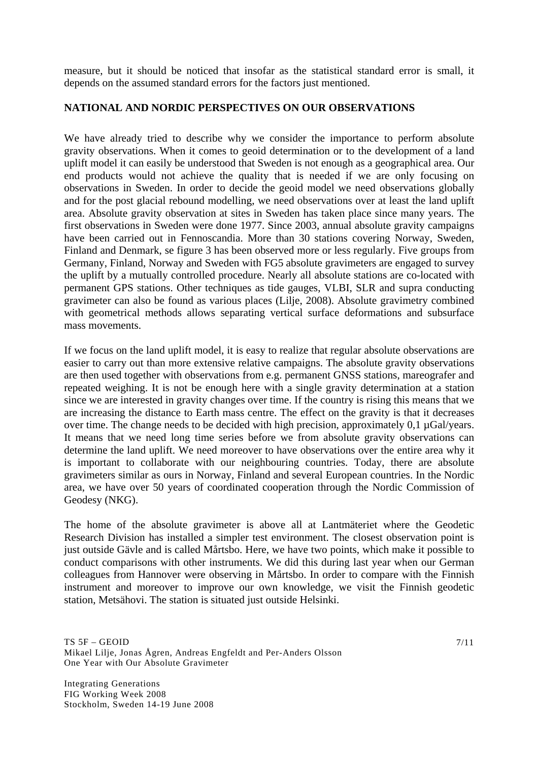measure, but it should be noticed that insofar as the statistical standard error is small, it depends on the assumed standard errors for the factors just mentioned.

## NATIONAL AND NORDIC PERSPECTIVES ON OUR OBSERVATIONS

We have already tried to describe why we consider the importance to perform absolute gravity observations. When it comes to geoid determination or to the development of a land uplift model it can easily be understood that Sweden is not enough as a geographical area. Our end products would not achieve the quality that is needed if we are only focusing on observations in Sweden. In order to decide the geoid model we need observations globally and for the post glacial rebound modelling, we need observations over at least the land uplift area. Absolute gravity observation at sites in Sweden has taken place since many years. The first observations in Sweden were done 1977. Since 2003, annual absolute gravity campaigns have been carried out in Fennoscandia. More than 30 stations covering Norway, Sweden, Finland and Denmark, se figure 3 has been observed more or less regularly. Five groups from Germany, Finland, Norway and Sweden with FG5 absolute gravimeters are engaged to survey the uplift by a mutually controlled procedure. Nearly all absolute stations are co-located with permanent GPS stations. Other techniques as tide gauges, VLBI, SLR and supra conducting gravimeter can also be found as various places (Lilje, 2008). Absolute gravimetry combined with geometrical methods allows separating vertical surface deformations and subsurface mass movements.

If we focus on the land uplift model, it is easy to realize that regular absolute observations are easier to carry out than more extensive relative campaigns. The absolute gravity observations are then used together with observations from e.g. permanent GNSS stations, mareografer and repeated weighing. It is not be enough here with a single gravity determination at a station since we are interested in gravity changes over time. If the country is rising this means that we are increasing the distance to Earth mass centre. The effect on the gravity is that it decreases over time. The change needs to be decided with high precision, approximately 0,1 µGal/years. It means that we need long time series before we from absolute gravity observations can determine the land uplift. We need moreover to have observations over the entire area why it is important to collaborate with our neighbouring countries. Today, there are absolute gravimeters similar as ours in Norway, Finland and several European countries. In the Nordic area, we have over 50 years of coordinated cooperation through the Nordic Commission of Geodesy (NKG).

The home of the absolute gravimeter is above all at Lantmäteriet where the Geodetic Research Division has installed a simpler test environment. The closest observation point is just outside Gävle and is called Mårtsbo. Here, we have two points, which make it possible to conduct comparisons with other instruments. We did this during last year when our German colleagues from Hannover were observing in Mårtsbo. In order to compare with the Finnish instrument and moreover to improve our own knowledge, we visit the Finnish geodetic station, Metsähovi. The station is situated just outside Helsinki.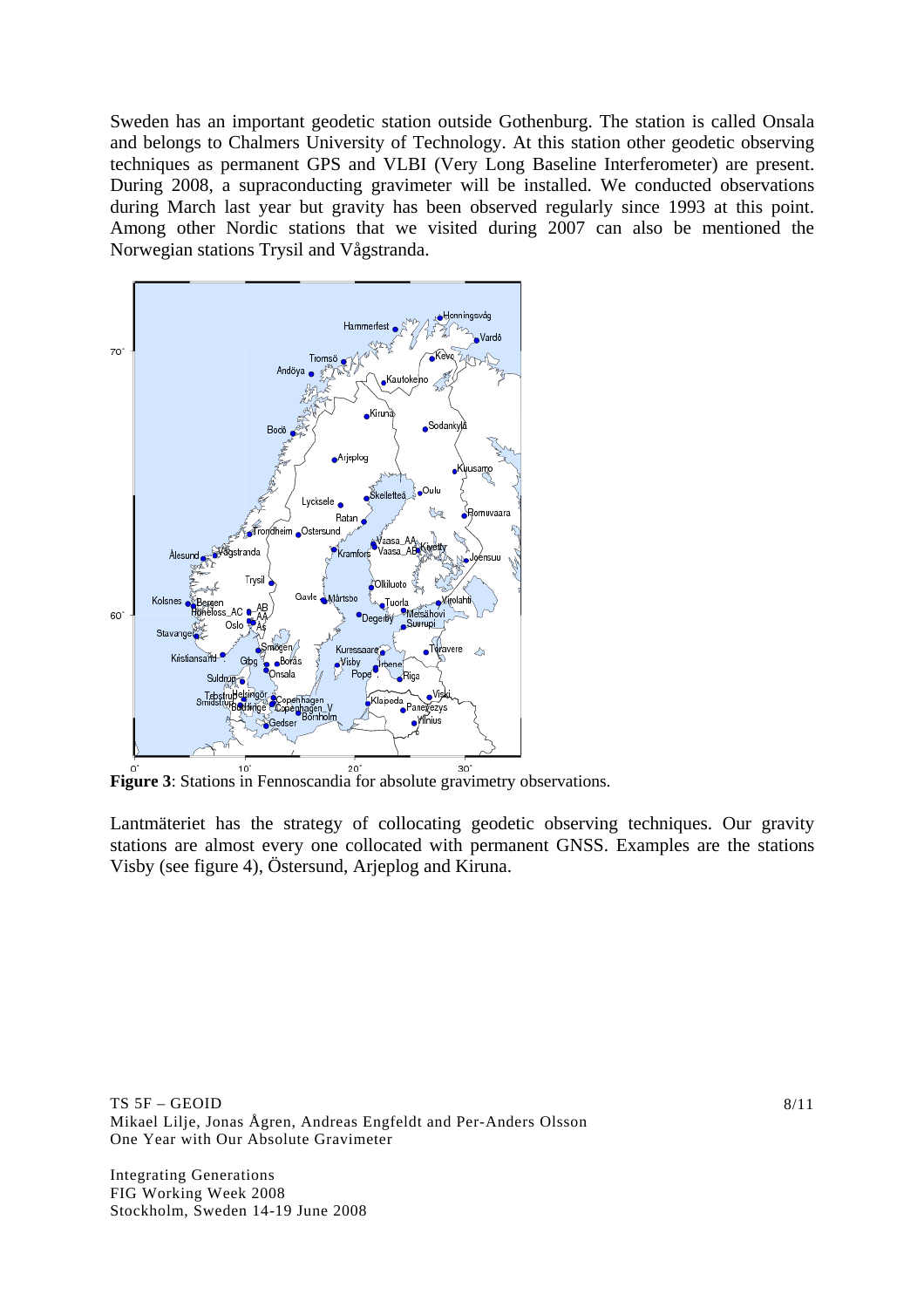Sweden has an important geodetic station outside Gothenburg. The station is called Onsala and belongs to Chalmers University of Technology. At this station other geodetic observing techniques as permanent GPS and VLBI (Very Long Baseline Interferometer) are present. During 2008, a supraconducting gravimeter will be installed. We conducted observations during March last year but gravity has been observed regularly since 1993 at this point. Among other Nordic stations that we visited during 2007 can also be mentioned the Norwegian stations Trysil and Vågstranda.

**Figure 3**: Stations in Fennoscandia for absolute gravimetry observations.

Lantmäteriet has the strategy of collocating geodetic observing techniques. Our gravity stations are almost every one collocated with permanent GNSS. Examples are the stations Visby (see figure 4), Östersund, Arjeplog and Kiruna.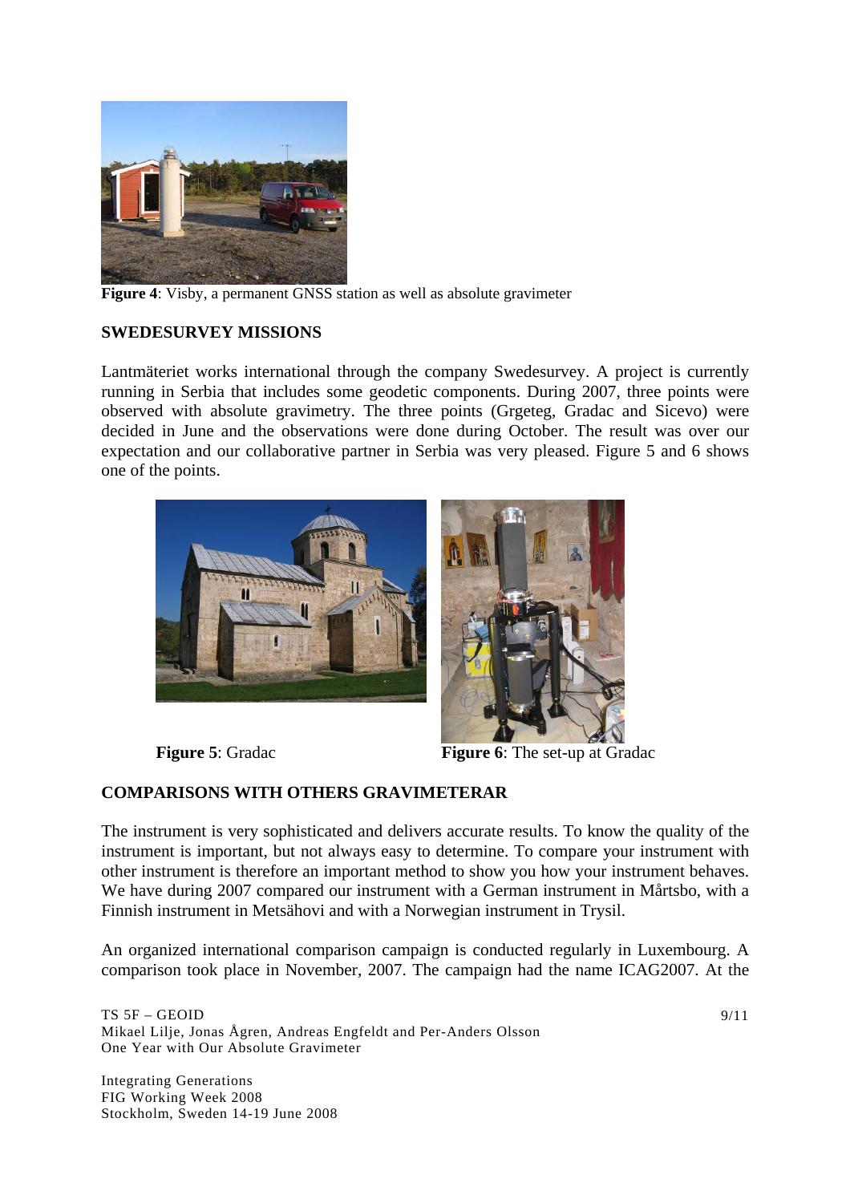**Figure 4**: Visby, a permanent GNSS station as well as absolute gravimeter

## SWEDESURVEY MISSIONS

Lantmäteriet works international through the company Swedesurvey. A project is currently running in Serbia that includes some geodetic components. During 2007, three points were observed with absolute gravimetry. The three points (Grgeteg, Gradac and Sicevo) were decided in June and the observations were done during October. The result was over our expectation and our collaborative partner in Serbia was very pleased. Figure 5 and 6 shows one of the points.

**Figure 5**: Gradac

**Figure 6**: The set-up at Gradac

## COMPARISONS WITH OTHERS GRAVIMETERAR

The instrument is very sophisticated and delivers accurate results. To know the quality of the instrument is important, but not always easy to determine. To compare your instrument with other instrument is therefore an important method to show you how your instrument behaves. We have during 2007 compared our instrument with a German instrument in Mårtsbo, with a Finnish instrument in Metsähovi and with a Norwegian instrument in Trysil.

An organized international comparison campaign is conducted regularly in Luxembourg. A comparison took place in November, 2007. The campaign had the name ICAG2007. At the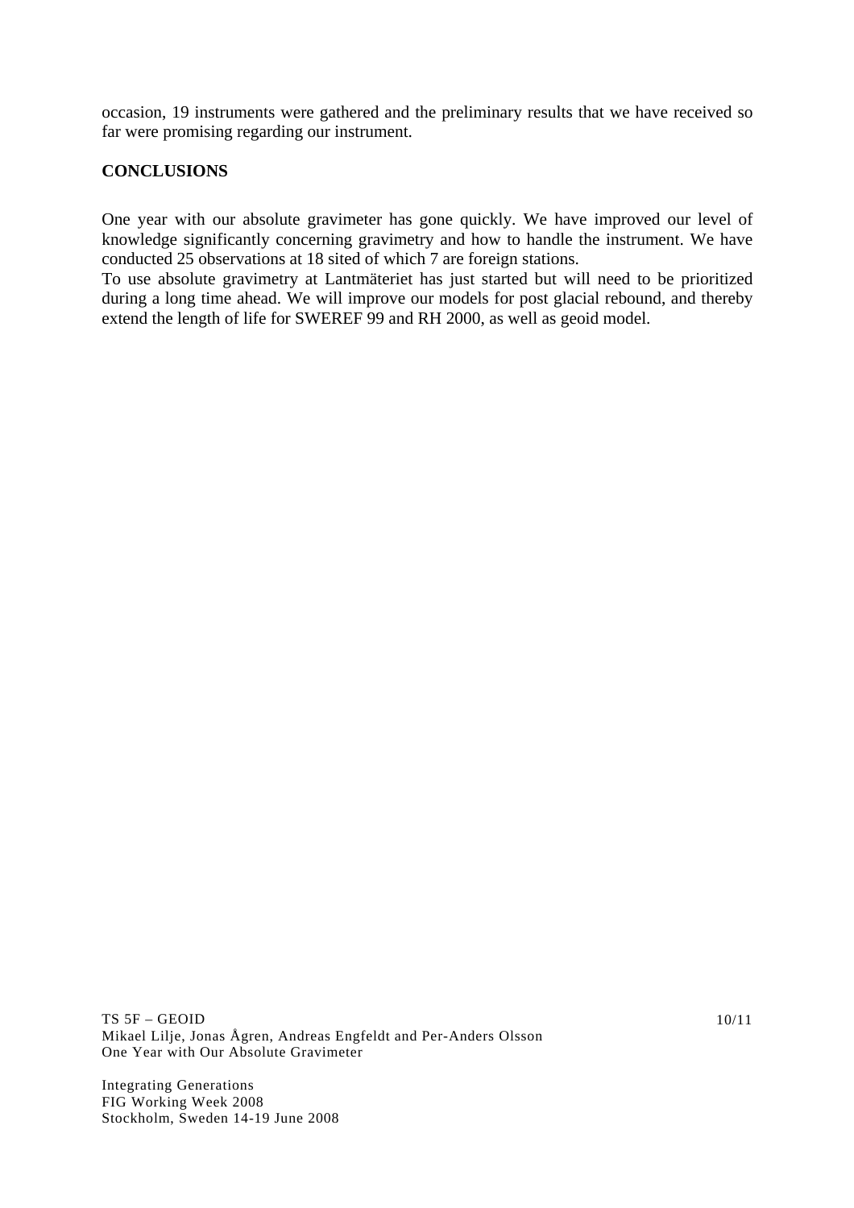occasion, 19 instruments were gathered and the preliminary results that we have received so far were promising regarding our instrument.

## CONCLUSIONS

One year with our absolute gravimeter has gone quickly. We have improved our level of knowledge significantly concerning gravimetry and how to handle the instrument. We have conducted 25 observations at 18 sited of which 7 are foreign stations.
To use absolute gravimetry at Lantmäteriet has just started but will need to be prioritized during a long time ahead. We will improve our models for post glacial rebound, and thereby extend the length of life for SWEREF 99 and RH 2000, as well as geoid model.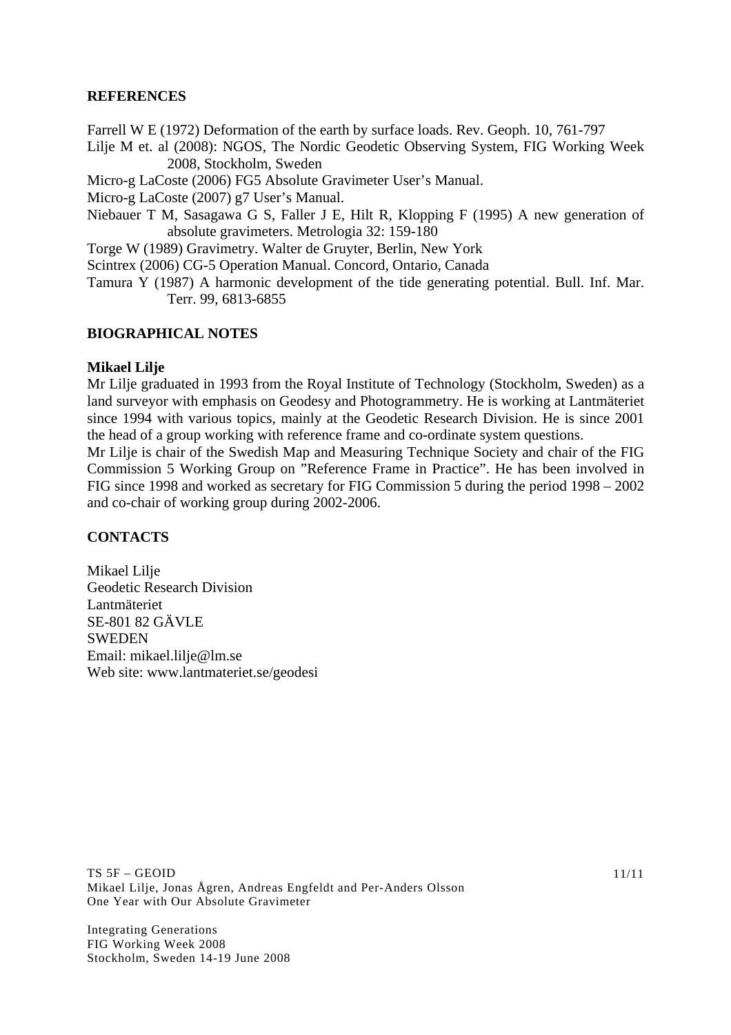## REFERENCES

Farrell W E (1972) Deformation of the earth by surface loads. Rev. Geoph. 10, 761-797

Lilje M et. al (2008): NGOS, The Nordic Geodetic Observing System, FIG Working Week 2008, Stockholm, Sweden

Micro-g LaCoste (2006) FG5 Absolute Gravimeter User's Manual.

Micro-g LaCoste (2007) g7 User's Manual.

Niebauer T M, Sasagawa G S, Faller J E, Hilt R, Klopping F (1995) A new generation of absolute gravimeters. Metrologia 32: 159-180

Torge W (1989) Gravimetry. Walter de Gruyter, Berlin, New York

Scintrex (2006) CG-5 Operation Manual. Concord, Ontario, Canada

Tamura Y (1987) A harmonic development of the tide generating potential. Bull. Inf. Mar. Terr. 99, 6813-6855

## BIOGRAPHICAL NOTES

**Mikael Lilje**

Mr Lilje graduated in 1993 from the Royal Institute of Technology (Stockholm, Sweden) as a land surveyor with emphasis on Geodesy and Photogrammetry. He is working at Lantmäteriet since 1994 with various topics, mainly at the Geodetic Research Division. He is since 2001 the head of a group working with reference frame and co-ordinate system questions.

Mr Lilje is chair of the Swedish Map and Measuring Technique Society and chair of the FIG Commission 5 Working Group on "Reference Frame in Practice". He has been involved in FIG since 1998 and worked as secretary for FIG Commission 5 during the period 1998 – 2002 and co-chair of working group during 2002-2006.

## CONTACTS

Mikael Lilje
Geodetic Research Division
Lantmäteriet
SE-801 82 GÄVLE
SWEDEN
Email: mikael.lilje@lm.se
Web site: www.lantmateriet.se/geodesi